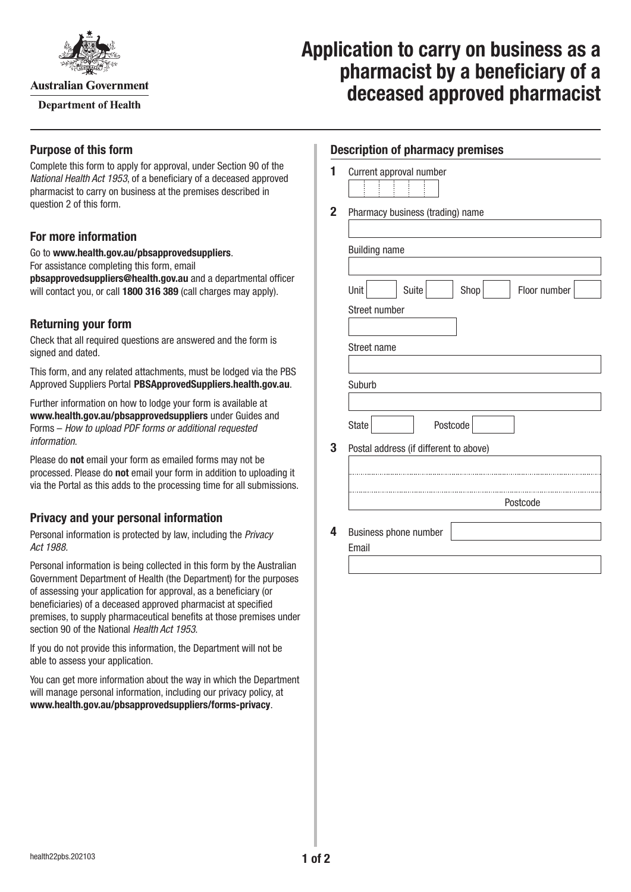Australian Government

Department of Health

# Application to carry on business as a pharmacist by a beneficiary of a deceased approved pharmacist

## Purpose of this form

Complete this form to apply for approval, under Section 90 of the *National Health Act 1953*, of a beneficiary of a deceased approved pharmacist to carry on business at the premises described in question 2 of this form.

## For more information

Go to **www.health.gov.au/pbsapprovedsuppliers**.
For assistance completing this form, email **pbsapprovedsuppliers@health.gov.au** and a departmental officer will contact you, or call **1800 316 389** (call charges may apply).

## Returning your form

Check that all required questions are answered and the form is signed and dated.

This form, and any related attachments, must be lodged via the PBS Approved Suppliers Portal **PBSApprovedSuppliers.health.gov.au**.

Further information on how to lodge your form is available at **www.health.gov.au/pbsapprovedsuppliers** under Guides and Forms – *How to upload PDF forms or additional requested information*.

Please do **not** email your form as emailed forms may not be processed. Please do **not** email your form in addition to uploading it via the Portal as this adds to the processing time for all submissions.

## Privacy and your personal information

Personal information is protected by law, including the *Privacy Act 1988*.

Personal information is being collected in this form by the Australian Government Department of Health (the Department) for the purposes of assessing your application for approval, as a beneficiary (or beneficiaries) of a deceased approved pharmacist at specified premises, to supply pharmaceutical benefits at those premises under section 90 of the National *Health Act 1953*.

If you do not provide this information, the Department will not be able to assess your application.

You can get more information about the way in which the Department will manage personal information, including our privacy policy, at **www.health.gov.au/pbsapprovedsuppliers/forms-privacy**.

## Description of pharmacy premises

**1** Current approval number

**2** Pharmacy business (trading) name

Building name

Unit | Suite | Shop | Floor number

Street number

Street name

Suburb

State | Postcode

**3** Postal address (if different to above)

Postcode

**4** Business phone number

Email

health22pbs.202103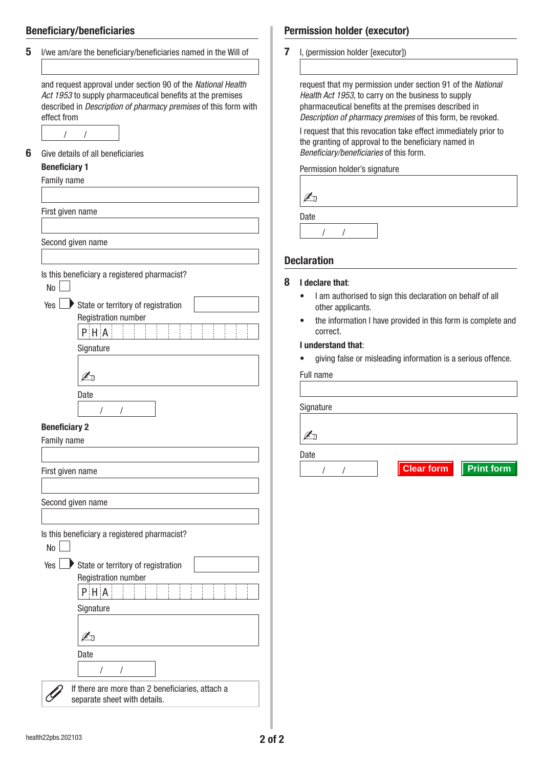## Beneficiary/beneficiaries

**5** I/we am/are the beneficiary/beneficiaries named in the Will of

and request approval under section 90 of the *National Health Act 1953* to supply pharmaceutical benefits at the premises described in *Description of pharmacy premises* of this form with effect from

/ /

**6** Give details of all beneficiaries

**Beneficiary 1**

Family name

First given name

Second given name

Is this beneficiary a registered pharmacist?

No ☐

Yes ☐ ▶ State or territory of registration

Registration number

P H A

Signature

Date

/ /

**Beneficiary 2**

Family name

First given name

Second given name

Is this beneficiary a registered pharmacist?

No ☐

Yes ☐ ▶ State or territory of registration

Registration number

P H A

Signature

Date

/ /

If there are more than 2 beneficiaries, attach a separate sheet with details.

## Permission holder (executor)

**7** I, (permission holder [executor])

request that my permission under section 91 of the *National Health Act 1953*, to carry on the business to supply pharmaceutical benefits at the premises described in *Description of pharmacy premises* of this form, be revoked.

I request that this revocation take effect immediately prior to the granting of approval to the beneficiary named in *Beneficiary/beneficiaries* of this form.

Permission holder's signature

Date

/ /

## Declaration

**8** **I declare that**:

- I am authorised to sign this declaration on behalf of all other applicants.
- the information I have provided in this form is complete and correct.

**I understand that**:

- giving false or misleading information is a serious offence.

Full name

Signature

Date

/ /

Clear form | Print form

health22pbs.202103